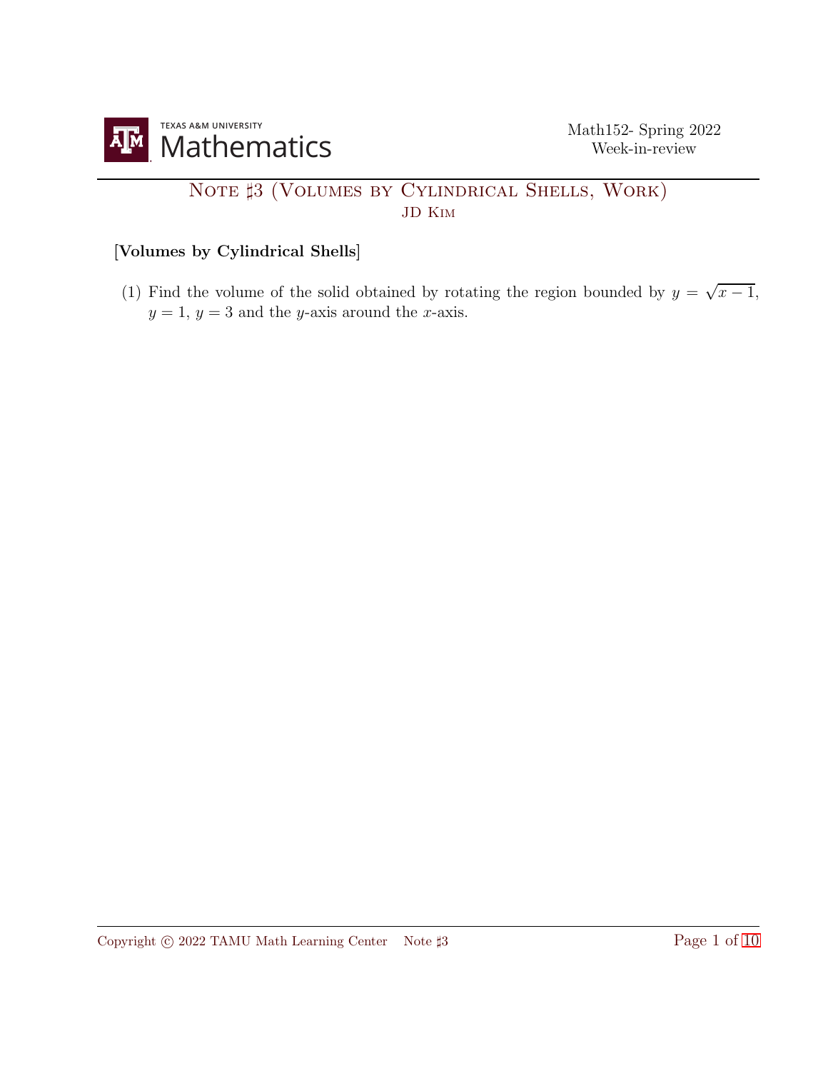Math152- Spring 2022
Week-in-review

# Note ♯3 (Volumes by Cylindrical Shells, Work)

JD Kim

**[Volumes by Cylindrical Shells]**

(1) Find the volume of the solid obtained by rotating the region bounded by $y = \sqrt{x-1}$, $y = 1$, $y = 3$ and the $y$-axis around the $x$-axis.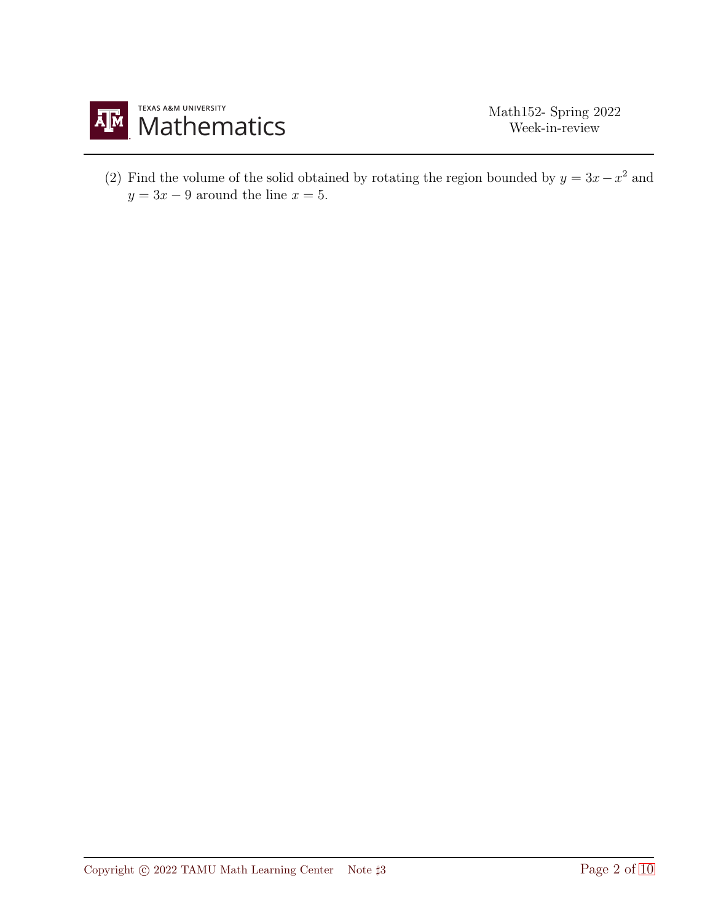(2) Find the volume of the solid obtained by rotating the region bounded by $y = 3x - x^2$ and $y = 3x - 9$ around the line $x = 5$.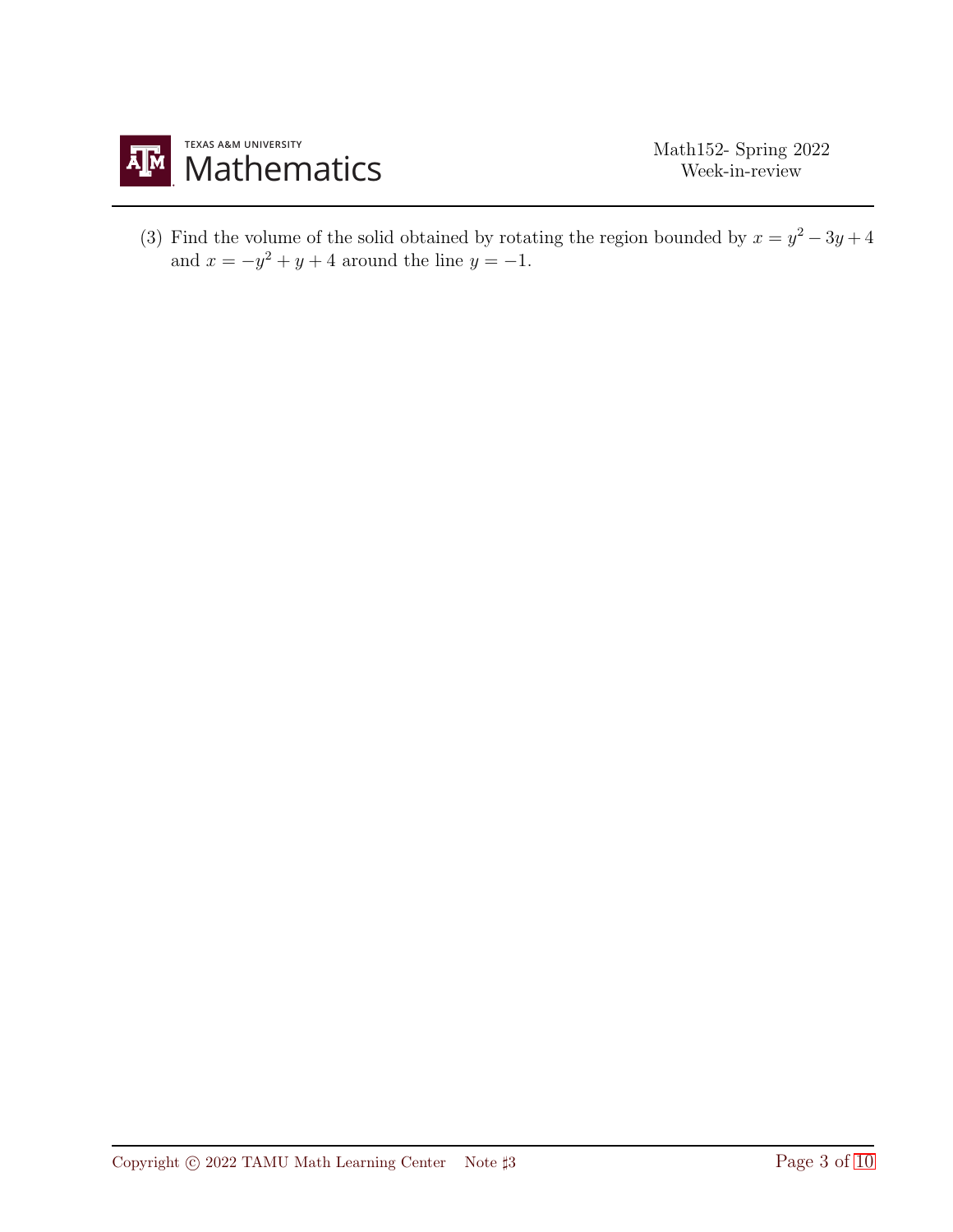(3) Find the volume of the solid obtained by rotating the region bounded by $x = y^2 - 3y + 4$ and $x = -y^2 + y + 4$ around the line $y = -1$.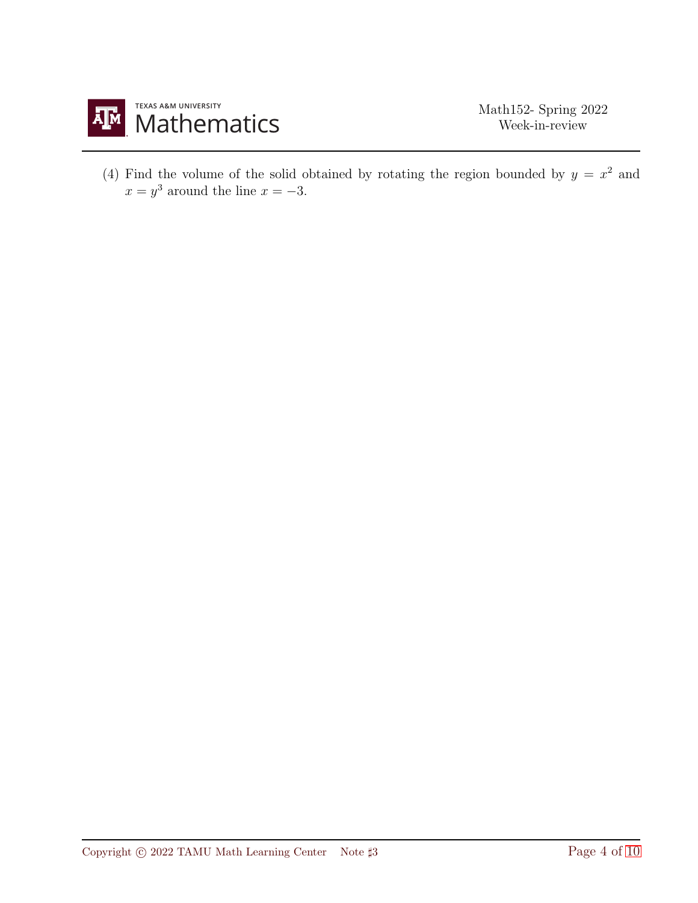(4) Find the volume of the solid obtained by rotating the region bounded by $y = x^2$ and $x = y^3$ around the line $x = -3$.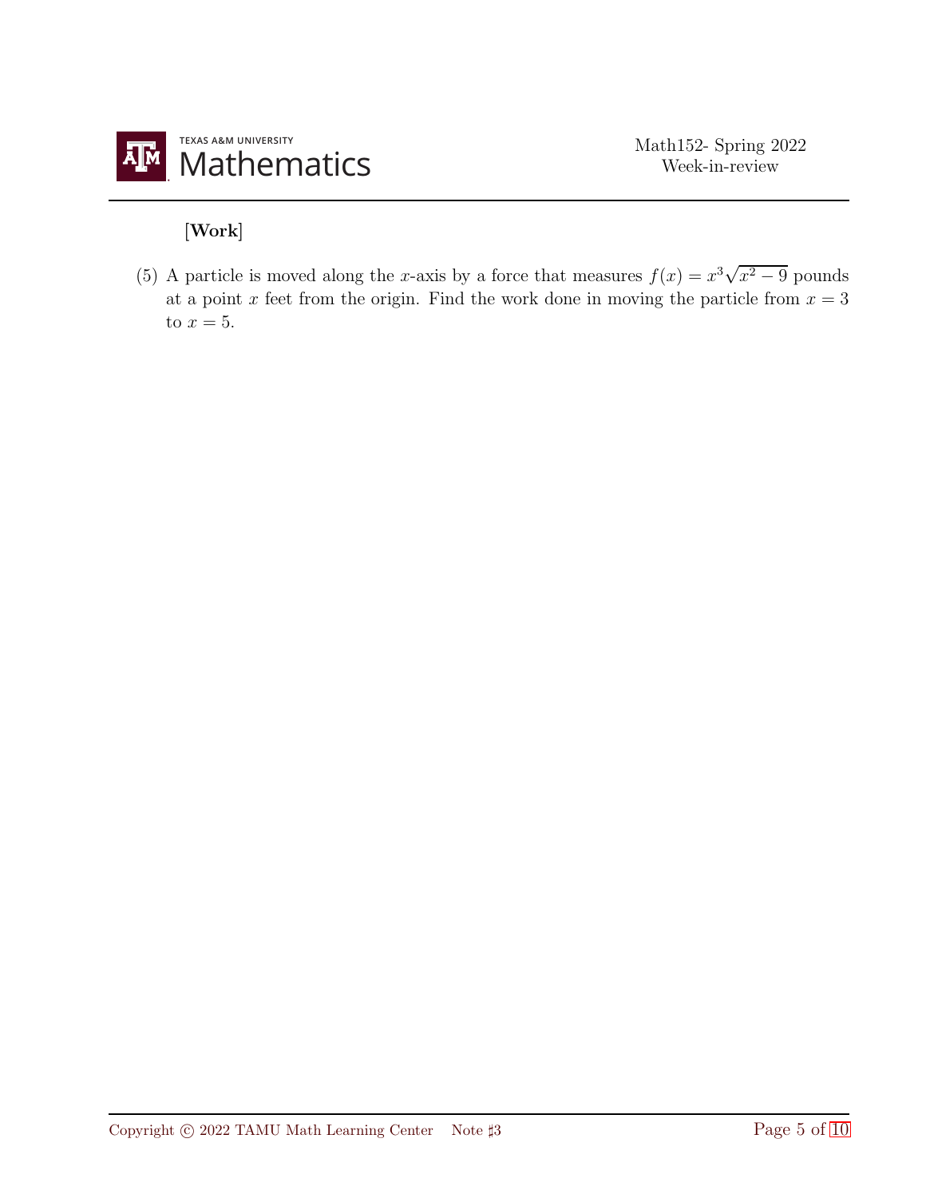[**Work**]

(5) A particle is moved along the $x$-axis by a force that measures $f(x) = x^3\sqrt{x^2 - 9}$ pounds at a point $x$ feet from the origin. Find the work done in moving the particle from $x = 3$ to $x = 5$.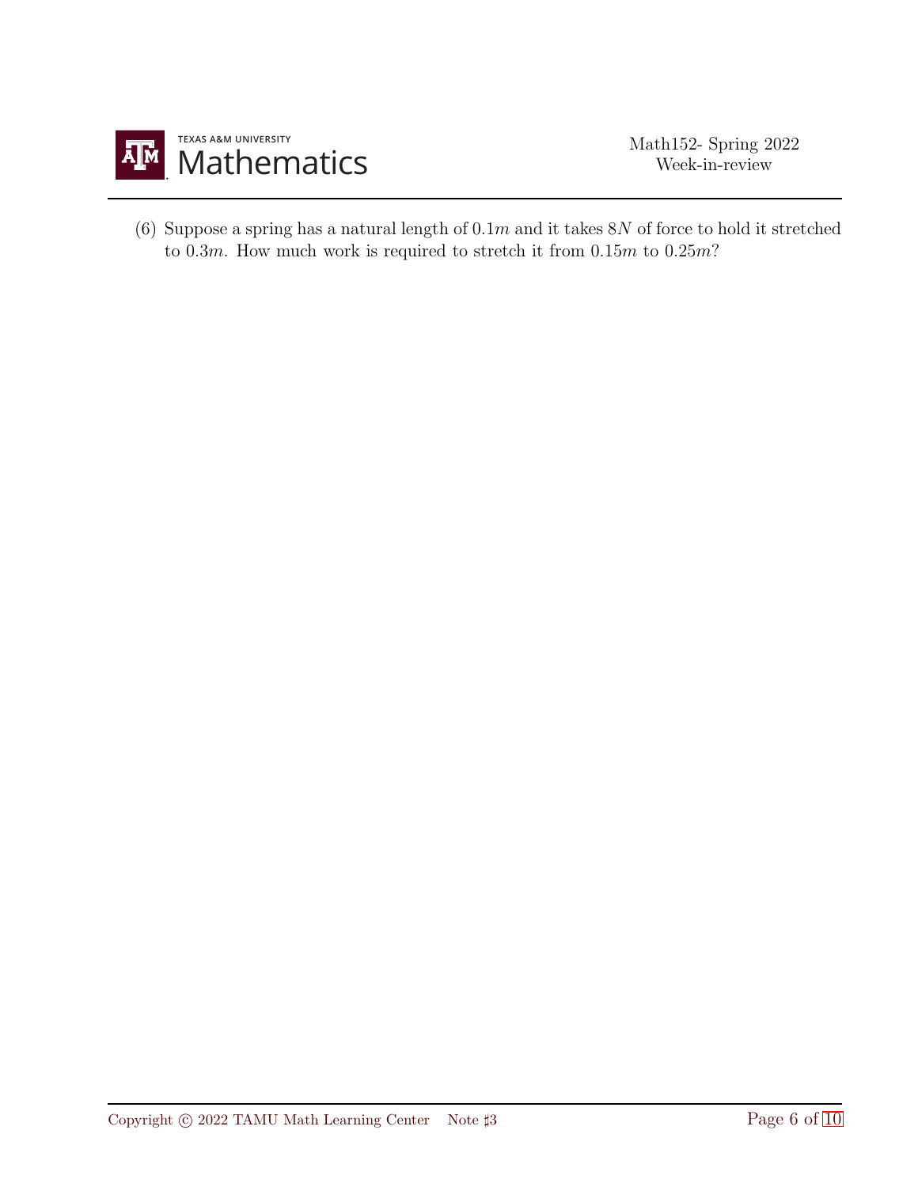(6) Suppose a spring has a natural length of $0.1m$ and it takes $8N$ of force to hold it stretched to $0.3m$. How much work is required to stretch it from $0.15m$ to $0.25m$?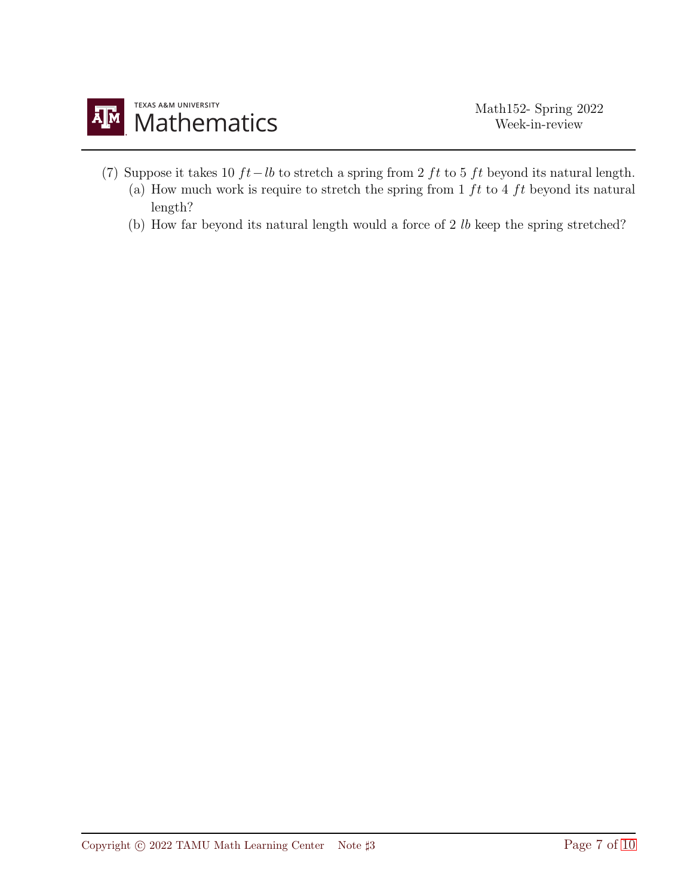(7) Suppose it takes 10 $ft-lb$ to stretch a spring from 2 $ft$ to 5 $ft$ beyond its natural length.

(a) How much work is require to stretch the spring from 1 $ft$ to 4 $ft$ beyond its natural length?

(b) How far beyond its natural length would a force of 2 $lb$ keep the spring stretched?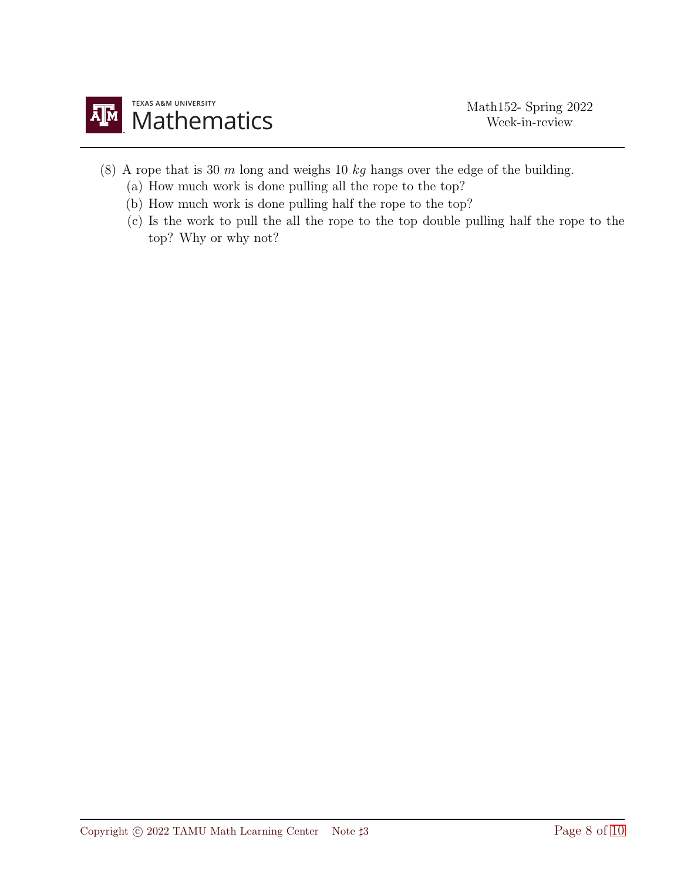(8) A rope that is 30 $m$ long and weighs 10 $kg$ hangs over the edge of the building.

  (a) How much work is done pulling all the rope to the top?

  (b) How much work is done pulling half the rope to the top?

  (c) Is the work to pull the all the rope to the top double pulling half the rope to the top? Why or why not?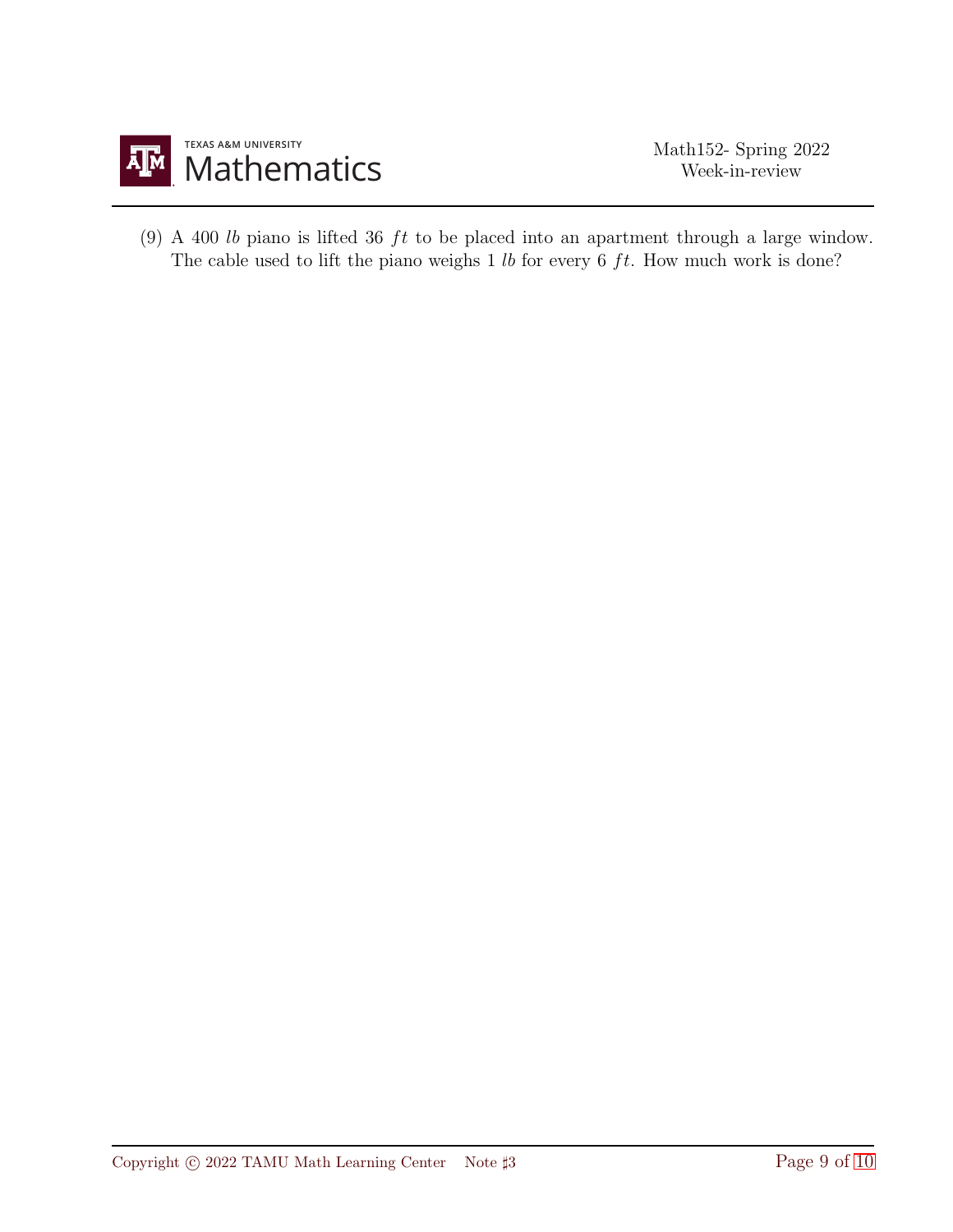(9) A 400 $lb$ piano is lifted 36 $ft$ to be placed into an apartment through a large window. The cable used to lift the piano weighs 1 $lb$ for every 6 $ft$. How much work is done?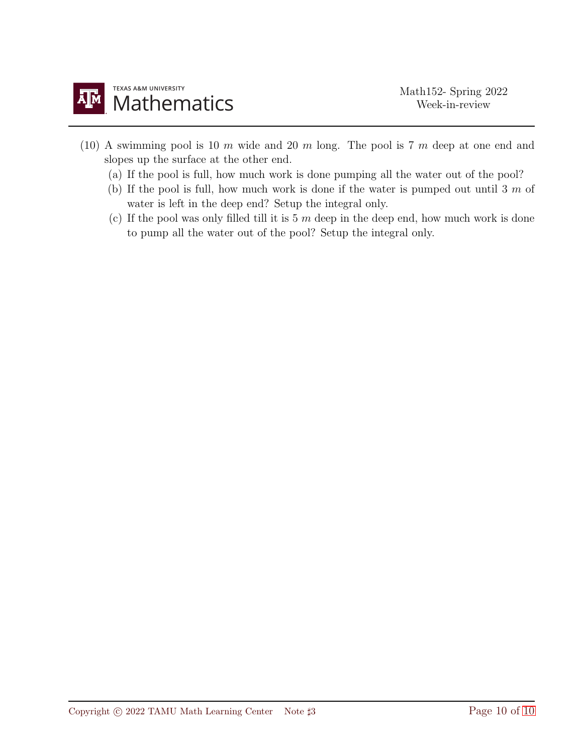(10) A swimming pool is 10 $m$ wide and 20 $m$ long. The pool is 7 $m$ deep at one end and slopes up the surface at the other end.

(a) If the pool is full, how much work is done pumping all the water out of the pool?

(b) If the pool is full, how much work is done if the water is pumped out until 3 $m$ of water is left in the deep end? Setup the integral only.

(c) If the pool was only filled till it is 5 $m$ deep in the deep end, how much work is done to pump all the water out of the pool? Setup the integral only.